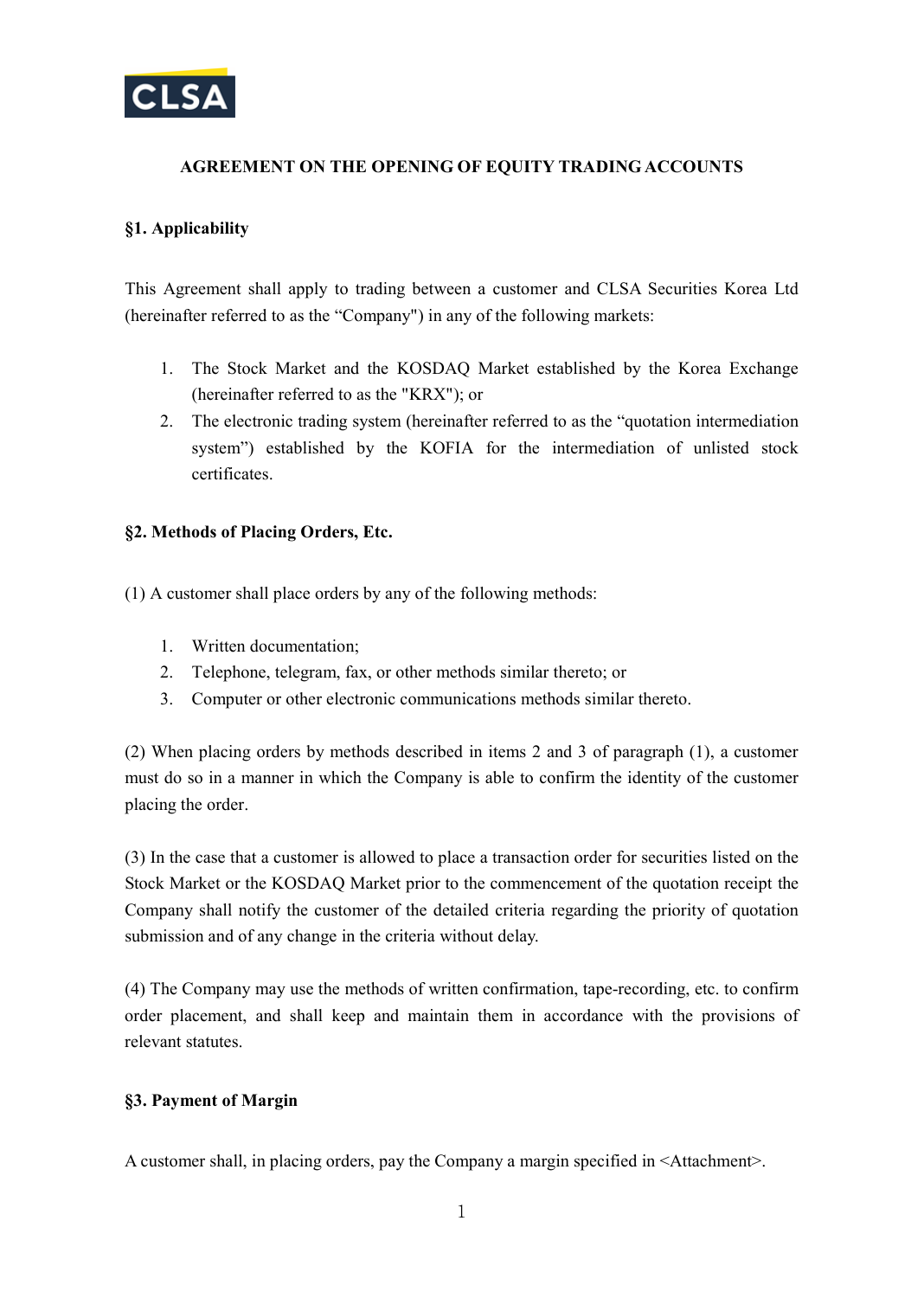CLSA

# AGREEMENT ON THE OPENING OF EQUITY TRADING ACCOUNTS

## §1. Applicability

This Agreement shall apply to trading between a customer and CLSA Securities Korea Ltd (hereinafter referred to as the "Company") in any of the following markets:

1. The Stock Market and the KOSDAQ Market established by the Korea Exchange (hereinafter referred to as the "KRX"); or
2. The electronic trading system (hereinafter referred to as the "quotation intermediation system") established by the KOFIA for the intermediation of unlisted stock certificates.

## §2. Methods of Placing Orders, Etc.

(1) A customer shall place orders by any of the following methods:

1. Written documentation;
2. Telephone, telegram, fax, or other methods similar thereto; or
3. Computer or other electronic communications methods similar thereto.

(2) When placing orders by methods described in items 2 and 3 of paragraph (1), a customer must do so in a manner in which the Company is able to confirm the identity of the customer placing the order.

(3) In the case that a customer is allowed to place a transaction order for securities listed on the Stock Market or the KOSDAQ Market prior to the commencement of the quotation receipt the Company shall notify the customer of the detailed criteria regarding the priority of quotation submission and of any change in the criteria without delay.

(4) The Company may use the methods of written confirmation, tape-recording, etc. to confirm order placement, and shall keep and maintain them in accordance with the provisions of relevant statutes.

## §3. Payment of Margin

A customer shall, in placing orders, pay the Company a margin specified in <Attachment>.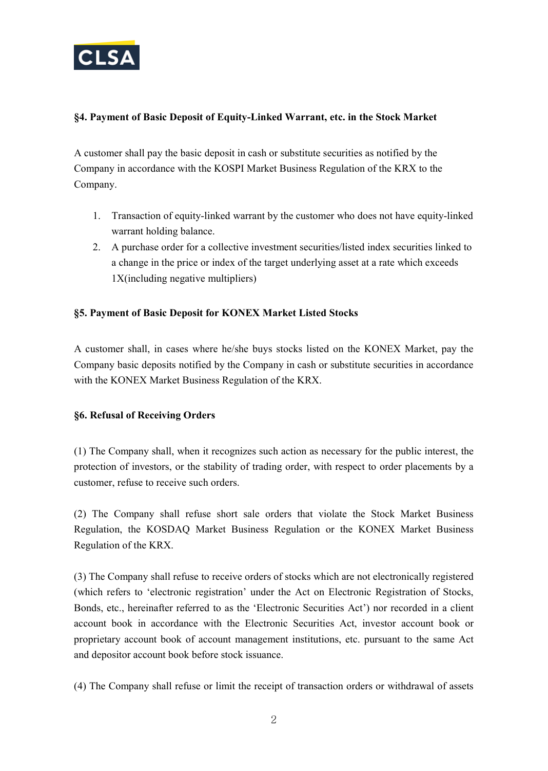### §4. Payment of Basic Deposit of Equity-Linked Warrant, etc. in the Stock Market

A customer shall pay the basic deposit in cash or substitute securities as notified by the Company in accordance with the KOSPI Market Business Regulation of the KRX to the Company.

1. Transaction of equity-linked warrant by the customer who does not have equity-linked warrant holding balance.
2. A purchase order for a collective investment securities/listed index securities linked to a change in the price or index of the target underlying asset at a rate which exceeds 1X(including negative multipliers)

### §5. Payment of Basic Deposit for KONEX Market Listed Stocks

A customer shall, in cases where he/she buys stocks listed on the KONEX Market, pay the Company basic deposits notified by the Company in cash or substitute securities in accordance with the KONEX Market Business Regulation of the KRX.

### §6. Refusal of Receiving Orders

(1) The Company shall, when it recognizes such action as necessary for the public interest, the protection of investors, or the stability of trading order, with respect to order placements by a customer, refuse to receive such orders.

(2) The Company shall refuse short sale orders that violate the Stock Market Business Regulation, the KOSDAQ Market Business Regulation or the KONEX Market Business Regulation of the KRX.

(3) The Company shall refuse to receive orders of stocks which are not electronically registered (which refers to 'electronic registration' under the Act on Electronic Registration of Stocks, Bonds, etc., hereinafter referred to as the 'Electronic Securities Act') nor recorded in a client account book in accordance with the Electronic Securities Act, investor account book or proprietary account book of account management institutions, etc. pursuant to the same Act and depositor account book before stock issuance.

(4) The Company shall refuse or limit the receipt of transaction orders or withdrawal of assets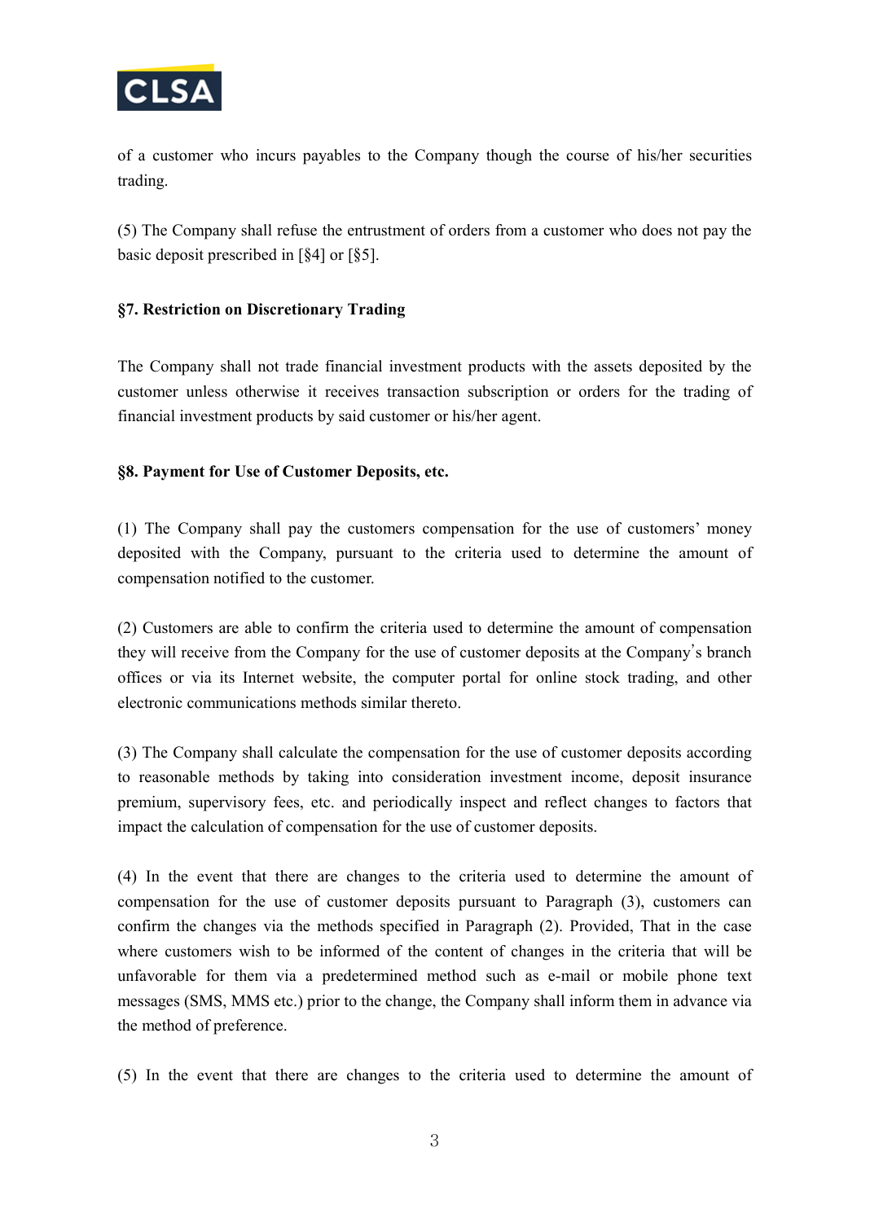of a customer who incurs payables to the Company though the course of his/her securities trading.

(5) The Company shall refuse the entrustment of orders from a customer who does not pay the basic deposit prescribed in [§4] or [§5].

**§7. Restriction on Discretionary Trading**

The Company shall not trade financial investment products with the assets deposited by the customer unless otherwise it receives transaction subscription or orders for the trading of financial investment products by said customer or his/her agent.

**§8. Payment for Use of Customer Deposits, etc.**

(1) The Company shall pay the customers compensation for the use of customers' money deposited with the Company, pursuant to the criteria used to determine the amount of compensation notified to the customer.

(2) Customers are able to confirm the criteria used to determine the amount of compensation they will receive from the Company for the use of customer deposits at the Company's branch offices or via its Internet website, the computer portal for online stock trading, and other electronic communications methods similar thereto.

(3) The Company shall calculate the compensation for the use of customer deposits according to reasonable methods by taking into consideration investment income, deposit insurance premium, supervisory fees, etc. and periodically inspect and reflect changes to factors that impact the calculation of compensation for the use of customer deposits.

(4) In the event that there are changes to the criteria used to determine the amount of compensation for the use of customer deposits pursuant to Paragraph (3), customers can confirm the changes via the methods specified in Paragraph (2). Provided, That in the case where customers wish to be informed of the content of changes in the criteria that will be unfavorable for them via a predetermined method such as e-mail or mobile phone text messages (SMS, MMS etc.) prior to the change, the Company shall inform them in advance via the method of preference.

(5) In the event that there are changes to the criteria used to determine the amount of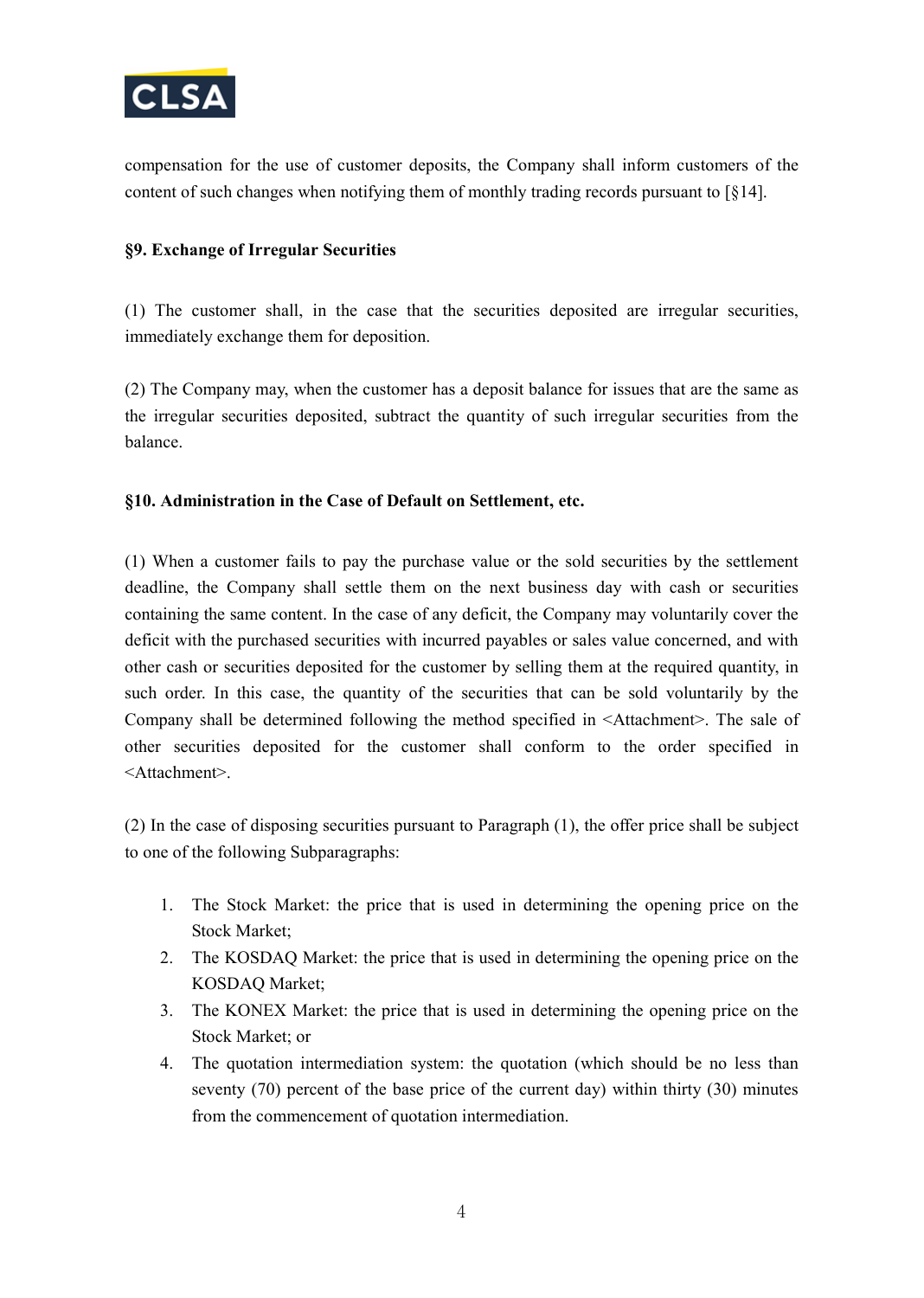compensation for the use of customer deposits, the Company shall inform customers of the content of such changes when notifying them of monthly trading records pursuant to [§14].

**§9. Exchange of Irregular Securities**

(1) The customer shall, in the case that the securities deposited are irregular securities, immediately exchange them for deposition.

(2) The Company may, when the customer has a deposit balance for issues that are the same as the irregular securities deposited, subtract the quantity of such irregular securities from the balance.

**§10. Administration in the Case of Default on Settlement, etc.**

(1) When a customer fails to pay the purchase value or the sold securities by the settlement deadline, the Company shall settle them on the next business day with cash or securities containing the same content. In the case of any deficit, the Company may voluntarily cover the deficit with the purchased securities with incurred payables or sales value concerned, and with other cash or securities deposited for the customer by selling them at the required quantity, in such order. In this case, the quantity of the securities that can be sold voluntarily by the Company shall be determined following the method specified in <Attachment>. The sale of other securities deposited for the customer shall conform to the order specified in <Attachment>.

(2) In the case of disposing securities pursuant to Paragraph (1), the offer price shall be subject to one of the following Subparagraphs:

1. The Stock Market: the price that is used in determining the opening price on the Stock Market;
2. The KOSDAQ Market: the price that is used in determining the opening price on the KOSDAQ Market;
3. The KONEX Market: the price that is used in determining the opening price on the Stock Market; or
4. The quotation intermediation system: the quotation (which should be no less than seventy (70) percent of the base price of the current day) within thirty (30) minutes from the commencement of quotation intermediation.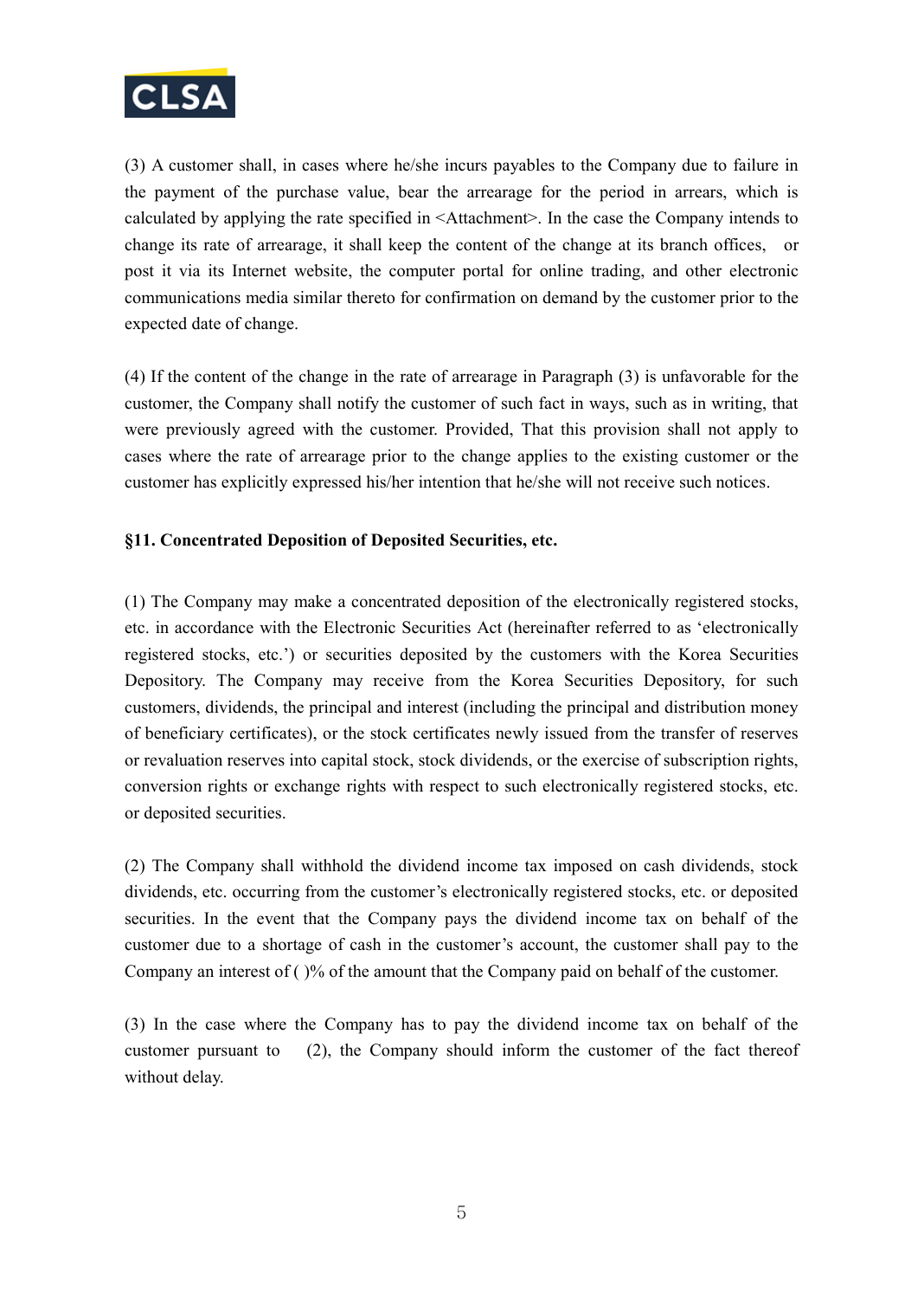(3) A customer shall, in cases where he/she incurs payables to the Company due to failure in the payment of the purchase value, bear the arrearage for the period in arrears, which is calculated by applying the rate specified in <Attachment>. In the case the Company intends to change its rate of arrearage, it shall keep the content of the change at its branch offices, or post it via its Internet website, the computer portal for online trading, and other electronic communications media similar thereto for confirmation on demand by the customer prior to the expected date of change.

(4) If the content of the change in the rate of arrearage in Paragraph (3) is unfavorable for the customer, the Company shall notify the customer of such fact in ways, such as in writing, that were previously agreed with the customer. Provided, That this provision shall not apply to cases where the rate of arrearage prior to the change applies to the existing customer or the customer has explicitly expressed his/her intention that he/she will not receive such notices.

**§11. Concentrated Deposition of Deposited Securities, etc.**

(1) The Company may make a concentrated deposition of the electronically registered stocks, etc. in accordance with the Electronic Securities Act (hereinafter referred to as 'electronically registered stocks, etc.') or securities deposited by the customers with the Korea Securities Depository. The Company may receive from the Korea Securities Depository, for such customers, dividends, the principal and interest (including the principal and distribution money of beneficiary certificates), or the stock certificates newly issued from the transfer of reserves or revaluation reserves into capital stock, stock dividends, or the exercise of subscription rights, conversion rights or exchange rights with respect to such electronically registered stocks, etc. or deposited securities.

(2) The Company shall withhold the dividend income tax imposed on cash dividends, stock dividends, etc. occurring from the customer's electronically registered stocks, etc. or deposited securities. In the event that the Company pays the dividend income tax on behalf of the customer due to a shortage of cash in the customer's account, the customer shall pay to the Company an interest of ( )% of the amount that the Company paid on behalf of the customer.

(3) In the case where the Company has to pay the dividend income tax on behalf of the customer pursuant to (2), the Company should inform the customer of the fact thereof without delay.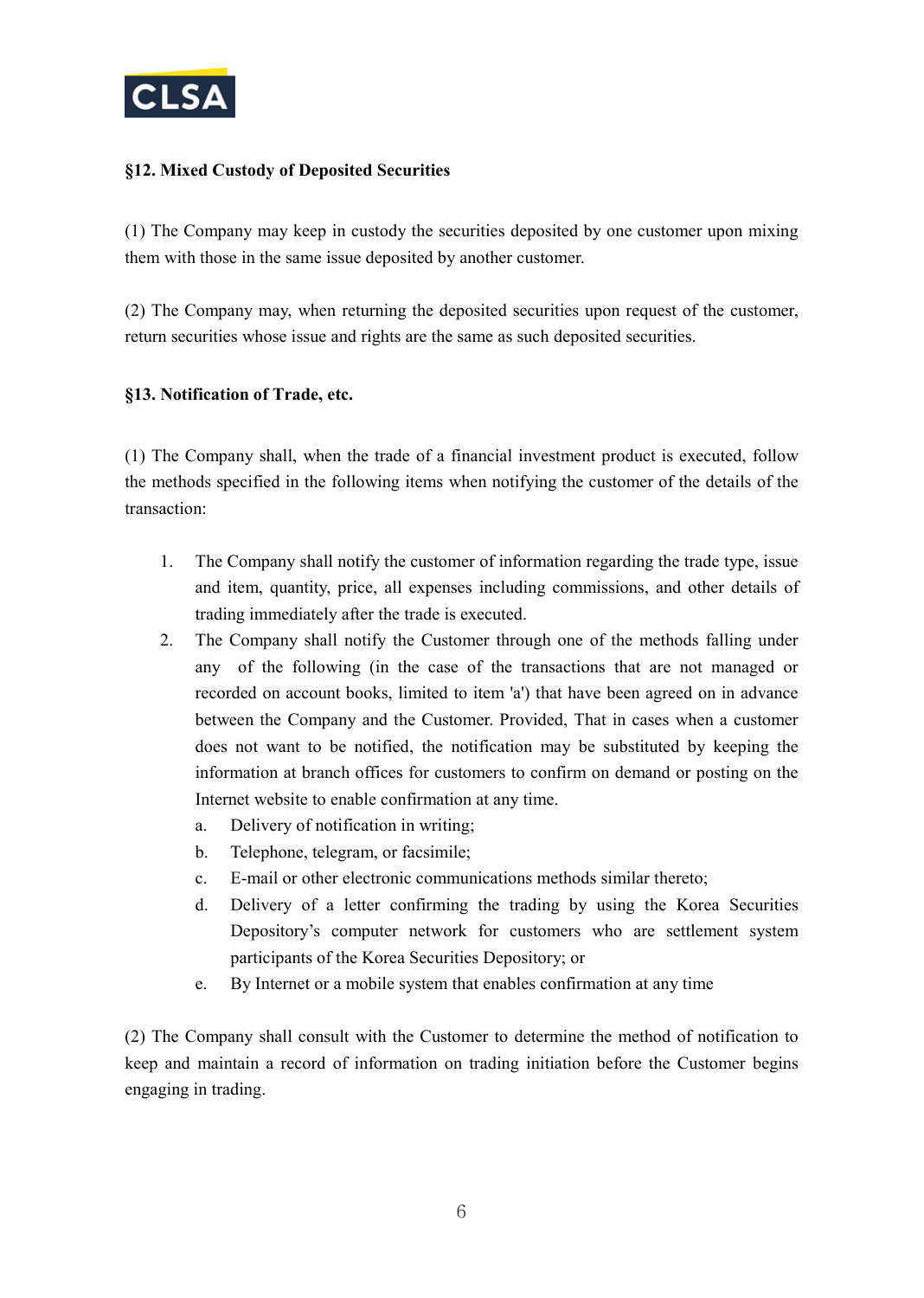**§12. Mixed Custody of Deposited Securities**

(1) The Company may keep in custody the securities deposited by one customer upon mixing them with those in the same issue deposited by another customer.

(2) The Company may, when returning the deposited securities upon request of the customer, return securities whose issue and rights are the same as such deposited securities.

**§13. Notification of Trade, etc.**

(1) The Company shall, when the trade of a financial investment product is executed, follow the methods specified in the following items when notifying the customer of the details of the transaction:

1. The Company shall notify the customer of information regarding the trade type, issue and item, quantity, price, all expenses including commissions, and other details of trading immediately after the trade is executed.
2. The Company shall notify the Customer through one of the methods falling under any of the following (in the case of the transactions that are not managed or recorded on account books, limited to item 'a') that have been agreed on in advance between the Company and the Customer. Provided, That in cases when a customer does not want to be notified, the notification may be substituted by keeping the information at branch offices for customers to confirm on demand or posting on the Internet website to enable confirmation at any time.
   a. Delivery of notification in writing;
   b. Telephone, telegram, or facsimile;
   c. E-mail or other electronic communications methods similar thereto;
   d. Delivery of a letter confirming the trading by using the Korea Securities Depository's computer network for customers who are settlement system participants of the Korea Securities Depository; or
   e. By Internet or a mobile system that enables confirmation at any time

(2) The Company shall consult with the Customer to determine the method of notification to keep and maintain a record of information on trading initiation before the Customer begins engaging in trading.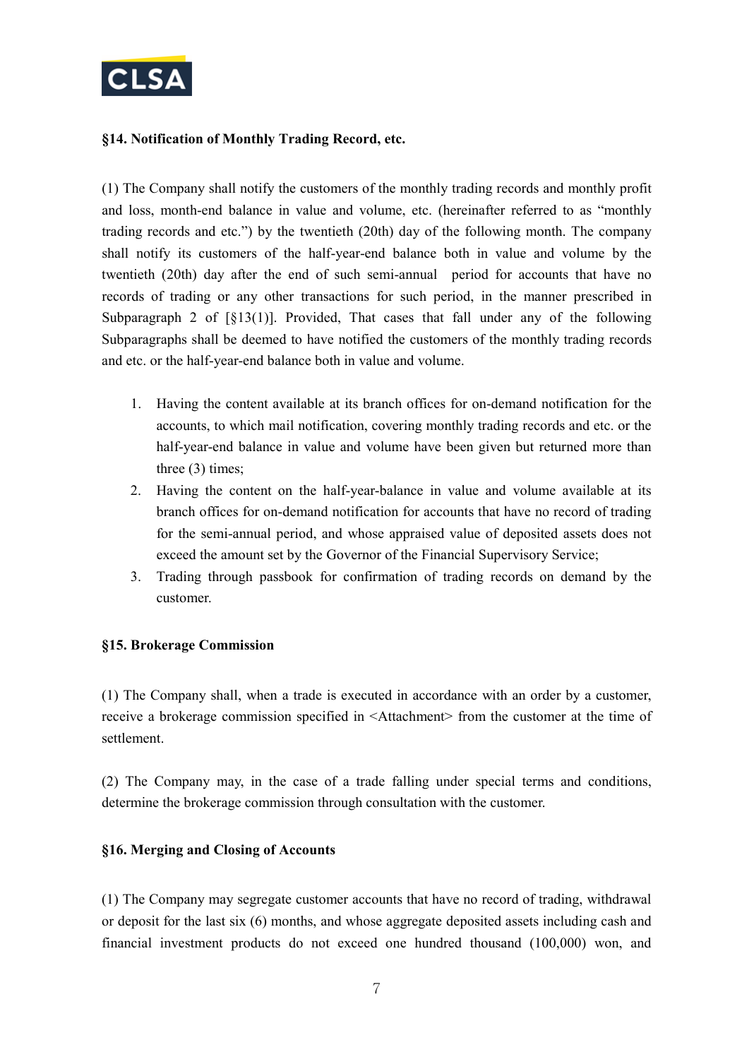### §14. Notification of Monthly Trading Record, etc.

(1) The Company shall notify the customers of the monthly trading records and monthly profit and loss, month-end balance in value and volume, etc. (hereinafter referred to as "monthly trading records and etc.") by the twentieth (20th) day of the following month. The company shall notify its customers of the half-year-end balance both in value and volume by the twentieth (20th) day after the end of such semi-annual period for accounts that have no records of trading or any other transactions for such period, in the manner prescribed in Subparagraph 2 of [§13(1)]. Provided, That cases that fall under any of the following Subparagraphs shall be deemed to have notified the customers of the monthly trading records and etc. or the half-year-end balance both in value and volume.

1. Having the content available at its branch offices for on-demand notification for the accounts, to which mail notification, covering monthly trading records and etc. or the half-year-end balance in value and volume have been given but returned more than three (3) times;
2. Having the content on the half-year-balance in value and volume available at its branch offices for on-demand notification for accounts that have no record of trading for the semi-annual period, and whose appraised value of deposited assets does not exceed the amount set by the Governor of the Financial Supervisory Service;
3. Trading through passbook for confirmation of trading records on demand by the customer.

### §15. Brokerage Commission

(1) The Company shall, when a trade is executed in accordance with an order by a customer, receive a brokerage commission specified in <Attachment> from the customer at the time of settlement.

(2) The Company may, in the case of a trade falling under special terms and conditions, determine the brokerage commission through consultation with the customer.

### §16. Merging and Closing of Accounts

(1) The Company may segregate customer accounts that have no record of trading, withdrawal or deposit for the last six (6) months, and whose aggregate deposited assets including cash and financial investment products do not exceed one hundred thousand (100,000) won, and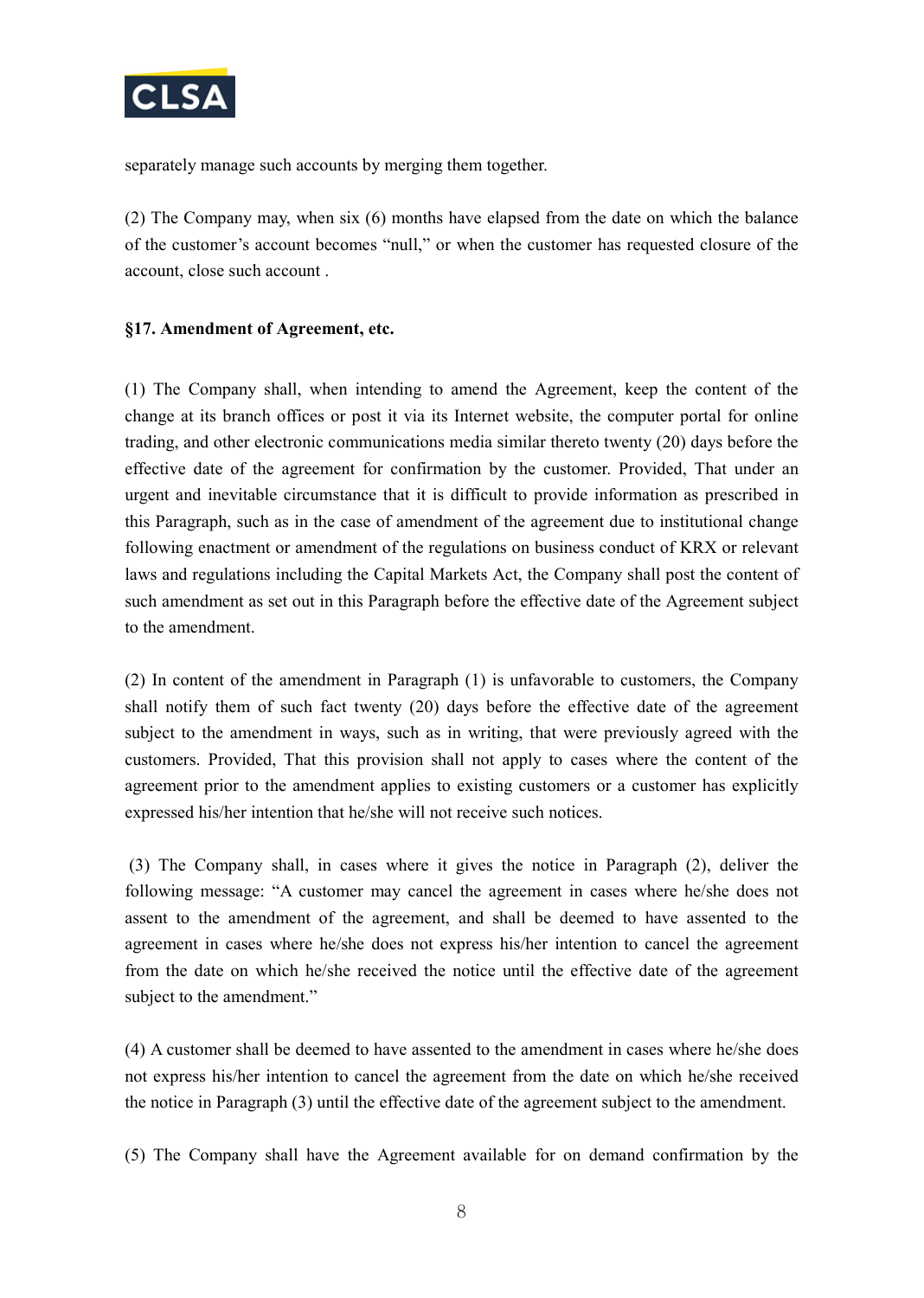separately manage such accounts by merging them together.

(2) The Company may, when six (6) months have elapsed from the date on which the balance of the customer's account becomes "null," or when the customer has requested closure of the account, close such account .

**§17. Amendment of Agreement, etc.**

(1) The Company shall, when intending to amend the Agreement, keep the content of the change at its branch offices or post it via its Internet website, the computer portal for online trading, and other electronic communications media similar thereto twenty (20) days before the effective date of the agreement for confirmation by the customer. Provided, That under an urgent and inevitable circumstance that it is difficult to provide information as prescribed in this Paragraph, such as in the case of amendment of the agreement due to institutional change following enactment or amendment of the regulations on business conduct of KRX or relevant laws and regulations including the Capital Markets Act, the Company shall post the content of such amendment as set out in this Paragraph before the effective date of the Agreement subject to the amendment.

(2) In content of the amendment in Paragraph (1) is unfavorable to customers, the Company shall notify them of such fact twenty (20) days before the effective date of the agreement subject to the amendment in ways, such as in writing, that were previously agreed with the customers. Provided, That this provision shall not apply to cases where the content of the agreement prior to the amendment applies to existing customers or a customer has explicitly expressed his/her intention that he/she will not receive such notices.

(3) The Company shall, in cases where it gives the notice in Paragraph (2), deliver the following message: "A customer may cancel the agreement in cases where he/she does not assent to the amendment of the agreement, and shall be deemed to have assented to the agreement in cases where he/she does not express his/her intention to cancel the agreement from the date on which he/she received the notice until the effective date of the agreement subject to the amendment."

(4) A customer shall be deemed to have assented to the amendment in cases where he/she does not express his/her intention to cancel the agreement from the date on which he/she received the notice in Paragraph (3) until the effective date of the agreement subject to the amendment.

(5) The Company shall have the Agreement available for on demand confirmation by the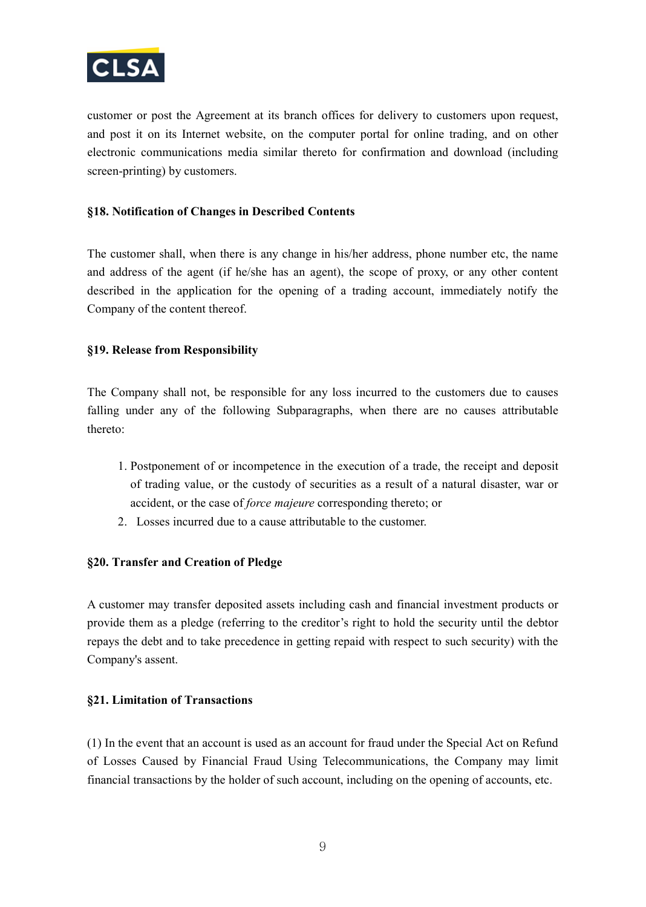customer or post the Agreement at its branch offices for delivery to customers upon request, and post it on its Internet website, on the computer portal for online trading, and on other electronic communications media similar thereto for confirmation and download (including screen-printing) by customers.

**§18. Notification of Changes in Described Contents**

The customer shall, when there is any change in his/her address, phone number etc, the name and address of the agent (if he/she has an agent), the scope of proxy, or any other content described in the application for the opening of a trading account, immediately notify the Company of the content thereof.

**§19. Release from Responsibility**

The Company shall not, be responsible for any loss incurred to the customers due to causes falling under any of the following Subparagraphs, when there are no causes attributable thereto:

1. Postponement of or incompetence in the execution of a trade, the receipt and deposit of trading value, or the custody of securities as a result of a natural disaster, war or accident, or the case of *force majeure* corresponding thereto; or
2. Losses incurred due to a cause attributable to the customer.

**§20. Transfer and Creation of Pledge**

A customer may transfer deposited assets including cash and financial investment products or provide them as a pledge (referring to the creditor's right to hold the security until the debtor repays the debt and to take precedence in getting repaid with respect to such security) with the Company's assent.

**§21. Limitation of Transactions**

(1) In the event that an account is used as an account for fraud under the Special Act on Refund of Losses Caused by Financial Fraud Using Telecommunications, the Company may limit financial transactions by the holder of such account, including on the opening of accounts, etc.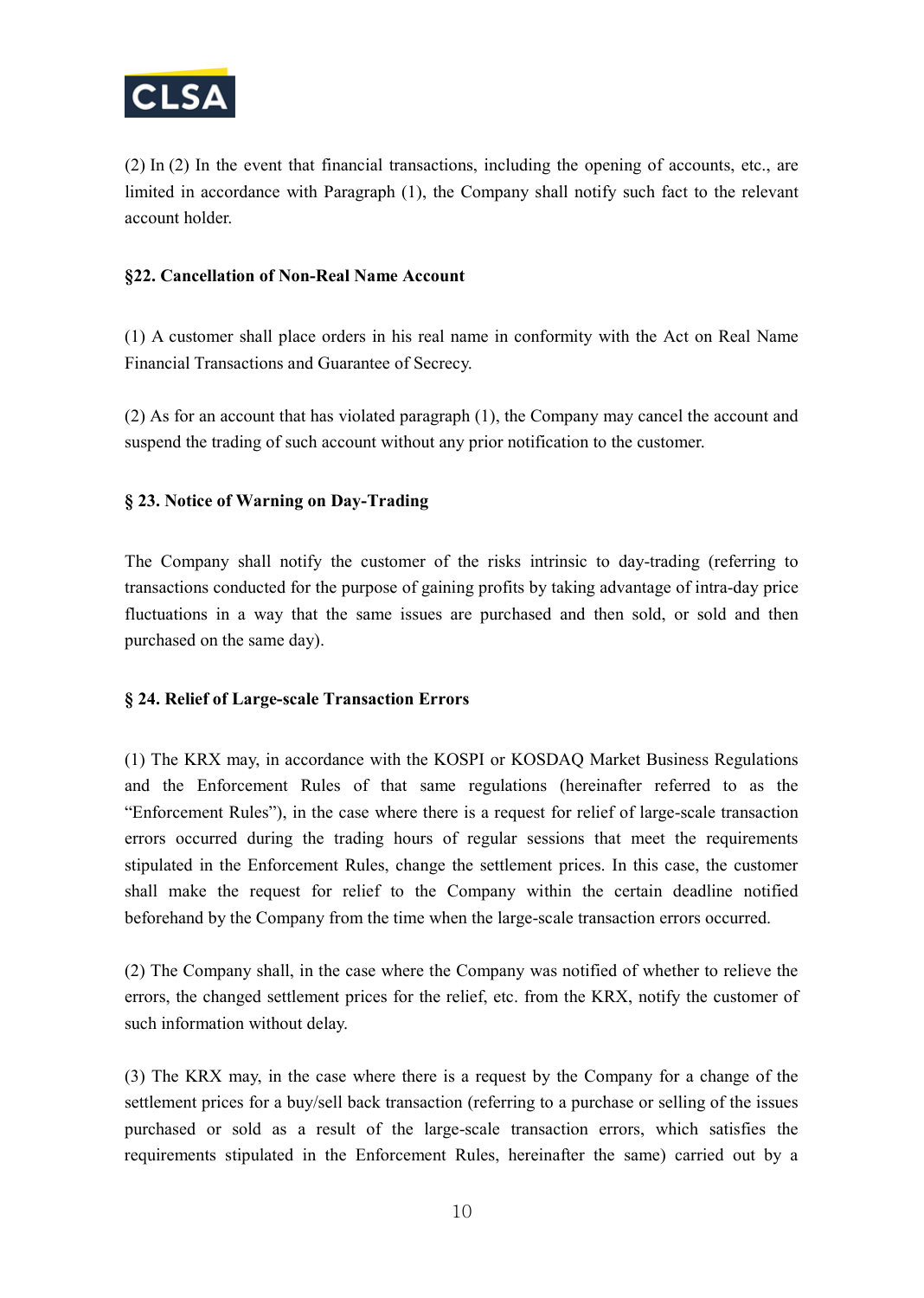(2) In (2) In the event that financial transactions, including the opening of accounts, etc., are limited in accordance with Paragraph (1), the Company shall notify such fact to the relevant account holder.

### §22. Cancellation of Non-Real Name Account

(1) A customer shall place orders in his real name in conformity with the Act on Real Name Financial Transactions and Guarantee of Secrecy.

(2) As for an account that has violated paragraph (1), the Company may cancel the account and suspend the trading of such account without any prior notification to the customer.

### § 23. Notice of Warning on Day-Trading

The Company shall notify the customer of the risks intrinsic to day-trading (referring to transactions conducted for the purpose of gaining profits by taking advantage of intra-day price fluctuations in a way that the same issues are purchased and then sold, or sold and then purchased on the same day).

### § 24. Relief of Large-scale Transaction Errors

(1) The KRX may, in accordance with the KOSPI or KOSDAQ Market Business Regulations and the Enforcement Rules of that same regulations (hereinafter referred to as the "Enforcement Rules"), in the case where there is a request for relief of large-scale transaction errors occurred during the trading hours of regular sessions that meet the requirements stipulated in the Enforcement Rules, change the settlement prices. In this case, the customer shall make the request for relief to the Company within the certain deadline notified beforehand by the Company from the time when the large-scale transaction errors occurred.

(2) The Company shall, in the case where the Company was notified of whether to relieve the errors, the changed settlement prices for the relief, etc. from the KRX, notify the customer of such information without delay.

(3) The KRX may, in the case where there is a request by the Company for a change of the settlement prices for a buy/sell back transaction (referring to a purchase or selling of the issues purchased or sold as a result of the large-scale transaction errors, which satisfies the requirements stipulated in the Enforcement Rules, hereinafter the same) carried out by a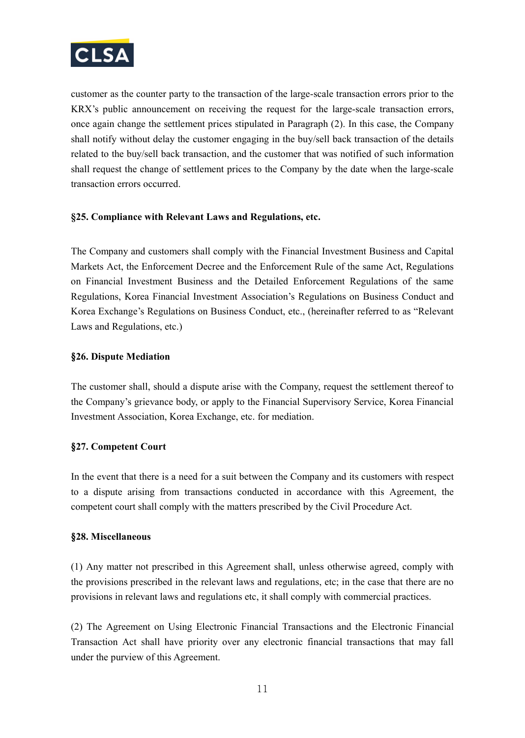customer as the counter party to the transaction of the large-scale transaction errors prior to the KRX's public announcement on receiving the request for the large-scale transaction errors, once again change the settlement prices stipulated in Paragraph (2). In this case, the Company shall notify without delay the customer engaging in the buy/sell back transaction of the details related to the buy/sell back transaction, and the customer that was notified of such information shall request the change of settlement prices to the Company by the date when the large-scale transaction errors occurred.

**§25. Compliance with Relevant Laws and Regulations, etc.**

The Company and customers shall comply with the Financial Investment Business and Capital Markets Act, the Enforcement Decree and the Enforcement Rule of the same Act, Regulations on Financial Investment Business and the Detailed Enforcement Regulations of the same Regulations, Korea Financial Investment Association's Regulations on Business Conduct and Korea Exchange's Regulations on Business Conduct, etc., (hereinafter referred to as "Relevant Laws and Regulations, etc.)

**§26. Dispute Mediation**

The customer shall, should a dispute arise with the Company, request the settlement thereof to the Company's grievance body, or apply to the Financial Supervisory Service, Korea Financial Investment Association, Korea Exchange, etc. for mediation.

**§27. Competent Court**

In the event that there is a need for a suit between the Company and its customers with respect to a dispute arising from transactions conducted in accordance with this Agreement, the competent court shall comply with the matters prescribed by the Civil Procedure Act.

**§28. Miscellaneous**

(1) Any matter not prescribed in this Agreement shall, unless otherwise agreed, comply with the provisions prescribed in the relevant laws and regulations, etc; in the case that there are no provisions in relevant laws and regulations etc, it shall comply with commercial practices.

(2) The Agreement on Using Electronic Financial Transactions and the Electronic Financial Transaction Act shall have priority over any electronic financial transactions that may fall under the purview of this Agreement.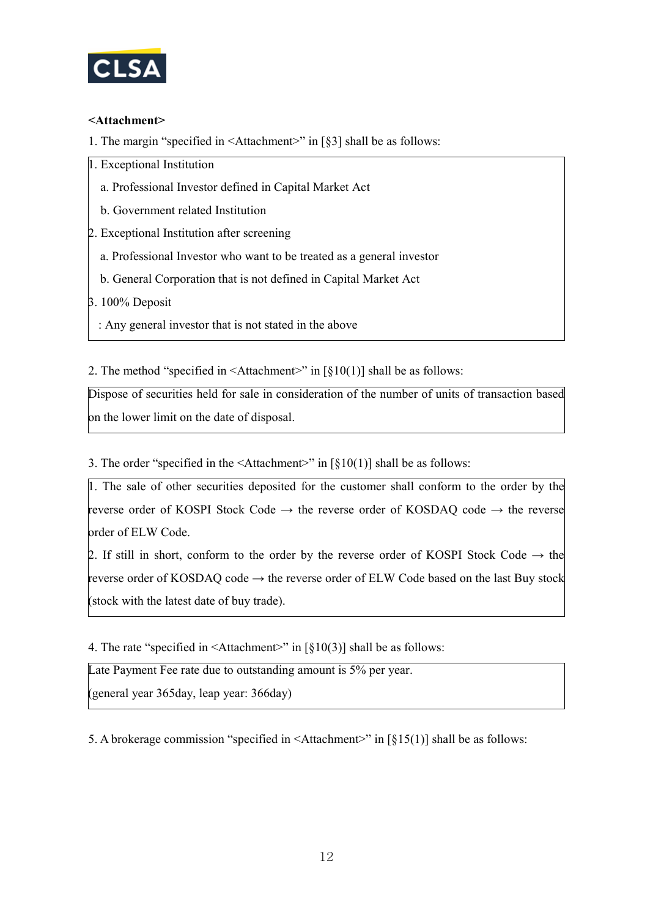**<Attachment>**

1. The margin "specified in <Attachment>" in [§3] shall be as follows:

| 1. Exceptional Institution<br>a. Professional Investor defined in Capital Market Act<br>b. Government related Institution<br>2. Exceptional Institution after screening<br>a. Professional Investor who want to be treated as a general investor<br>b. General Corporation that is not defined in Capital Market Act<br>3. 100% Deposit<br>: Any general investor that is not stated in the above |
|---|

2. The method "specified in <Attachment>" in [§10(1)] shall be as follows:

| Dispose of securities held for sale in consideration of the number of units of transaction based on the lower limit on the date of disposal. |
|---|

3. The order "specified in the <Attachment>" in [§10(1)] shall be as follows:

| 1. The sale of other securities deposited for the customer shall conform to the order by the reverse order of KOSPI Stock Code → the reverse order of KOSDAQ code → the reverse order of ELW Code.<br>2. If still in short, conform to the order by the reverse order of KOSPI Stock Code → the reverse order of KOSDAQ code → the reverse order of ELW Code based on the last Buy stock (stock with the latest date of buy trade). |
|---|

4. The rate "specified in <Attachment>" in [§10(3)] shall be as follows:

| Late Payment Fee rate due to outstanding amount is 5% per year.<br>(general year 365day, leap year: 366day) |
|---|

5. A brokerage commission "specified in <Attachment>" in [§15(1)] shall be as follows: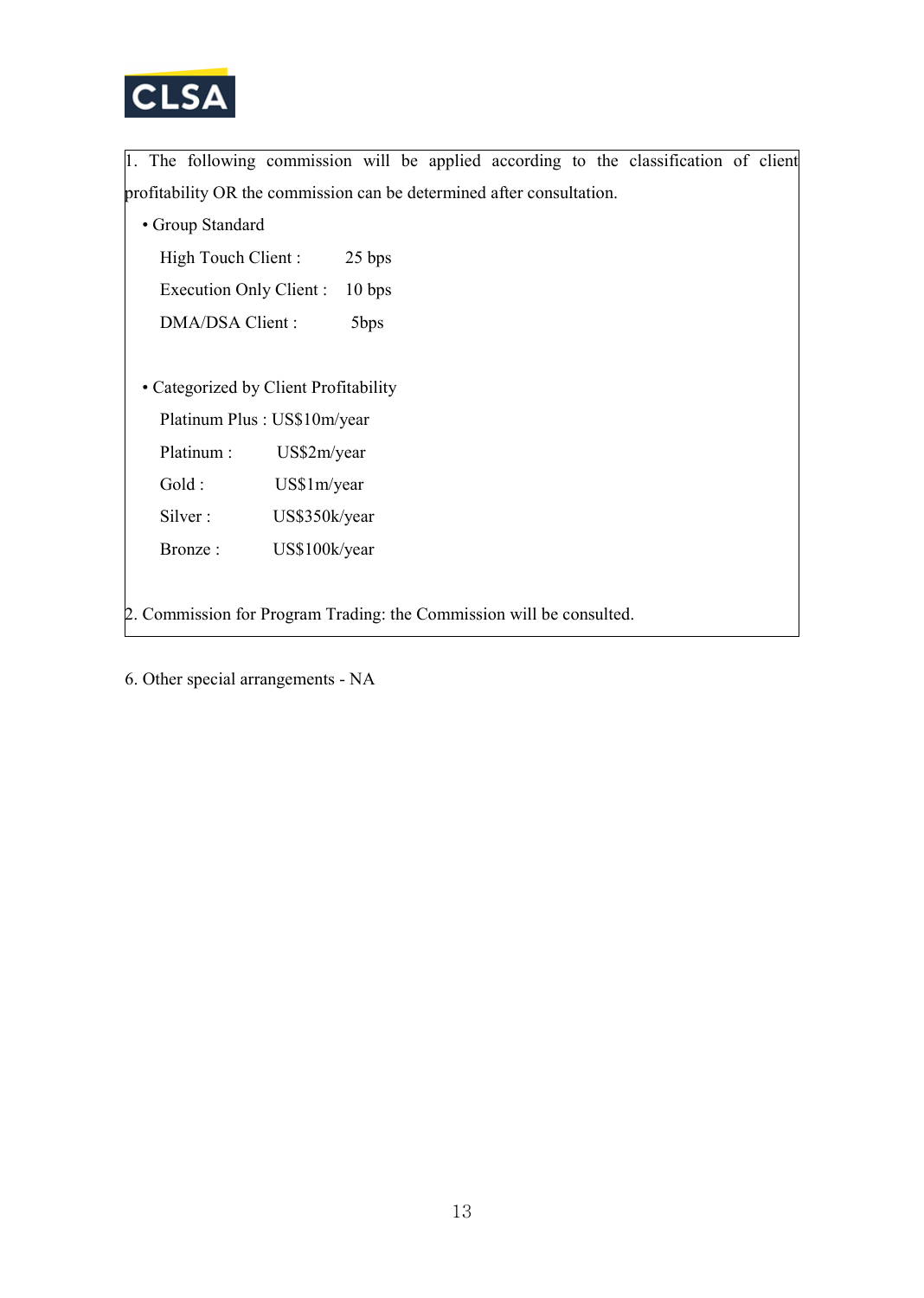1. The following commission will be applied according to the classification of client profitability OR the commission can be determined after consultation.

- Group Standard

  High Touch Client : 25 bps

  Execution Only Client : 10 bps

  DMA/DSA Client : 5bps

- Categorized by Client Profitability

  Platinum Plus : US$10m/year

  Platinum : US$2m/year

  Gold : US$1m/year

  Silver : US$350k/year

  Bronze : US$100k/year

2. Commission for Program Trading: the Commission will be consulted.

6. Other special arrangements - NA